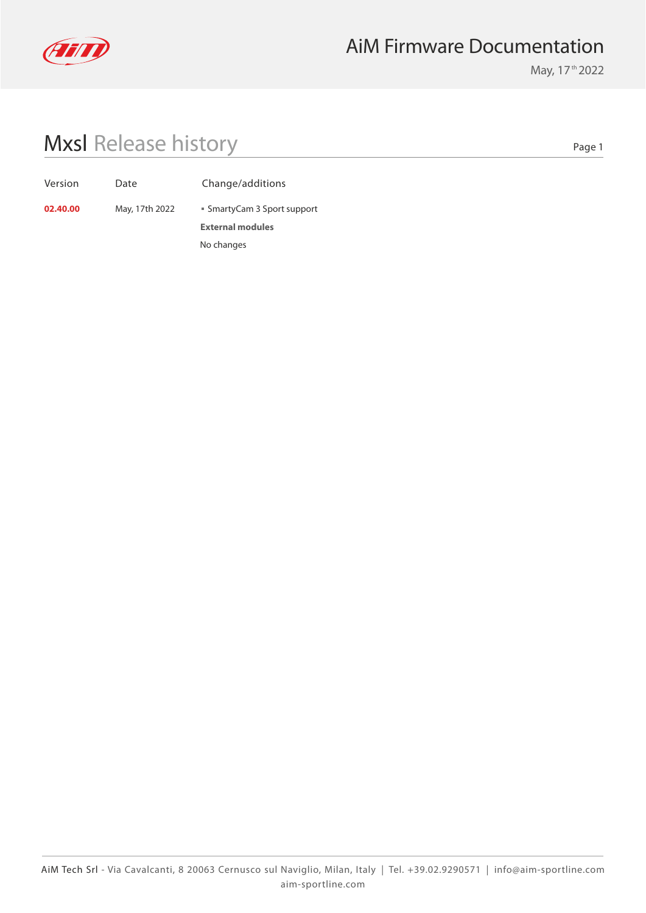# AiM Firmware Documentation

May, 17th 2022

## Mxsl Release history

| Version | Date | Change/additions |
|---|---|---|
| **02.40.00** | May, 17th 2022 | ▪ SmartyCam 3 Sport support<br>**External modules**<br>No changes |

AiM Tech Srl - Via Cavalcanti, 8 20063 Cernusco sul Naviglio, Milan, Italy | Tel. +39.02.9290571 | info@aim-sportline.com
aim-sportline.com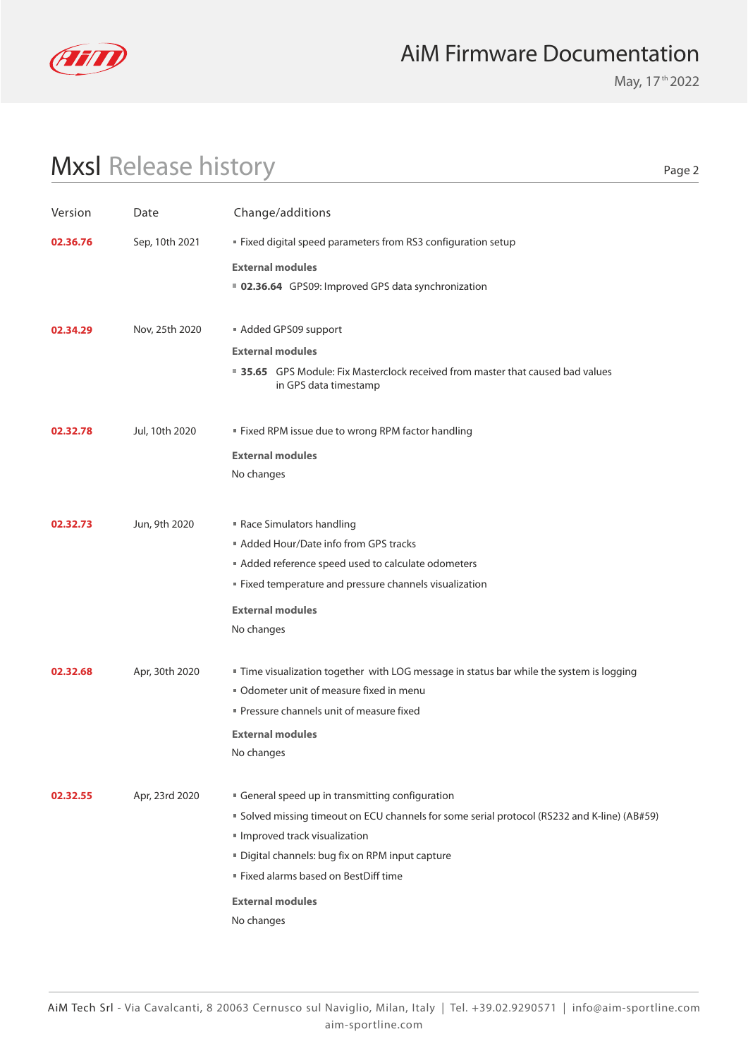# Mxsl Release history

| Version | Date | Change/additions |
|---|---|---|
| **02.36.76** | Sep, 10th 2021 | ▪ Fixed digital speed parameters from RS3 configuration setup<br>**External modules**<br>▪ **02.36.64** GPS09: Improved GPS data synchronization |
| **02.34.29** | Nov, 25th 2020 | ▪ Added GPS09 support<br>**External modules**<br>▪ **35.65** GPS Module: Fix Masterclock received from master that caused bad values in GPS data timestamp |
| **02.32.78** | Jul, 10th 2020 | ▪ Fixed RPM issue due to wrong RPM factor handling<br>**External modules**<br>No changes |
| **02.32.73** | Jun, 9th 2020 | ▪ Race Simulators handling<br>▪ Added Hour/Date info from GPS tracks<br>▪ Added reference speed used to calculate odometers<br>▪ Fixed temperature and pressure channels visualization<br>**External modules**<br>No changes |
| **02.32.68** | Apr, 30th 2020 | ▪ Time visualization together with LOG message in status bar while the system is logging<br>▪ Odometer unit of measure fixed in menu<br>▪ Pressure channels unit of measure fixed<br>**External modules**<br>No changes |
| **02.32.55** | Apr, 23rd 2020 | ▪ General speed up in transmitting configuration<br>▪ Solved missing timeout on ECU channels for some serial protocol (RS232 and K-line) (AB#59)<br>▪ Improved track visualization<br>▪ Digital channels: bug fix on RPM input capture<br>▪ Fixed alarms based on BestDiff time<br>**External modules**<br>No changes |